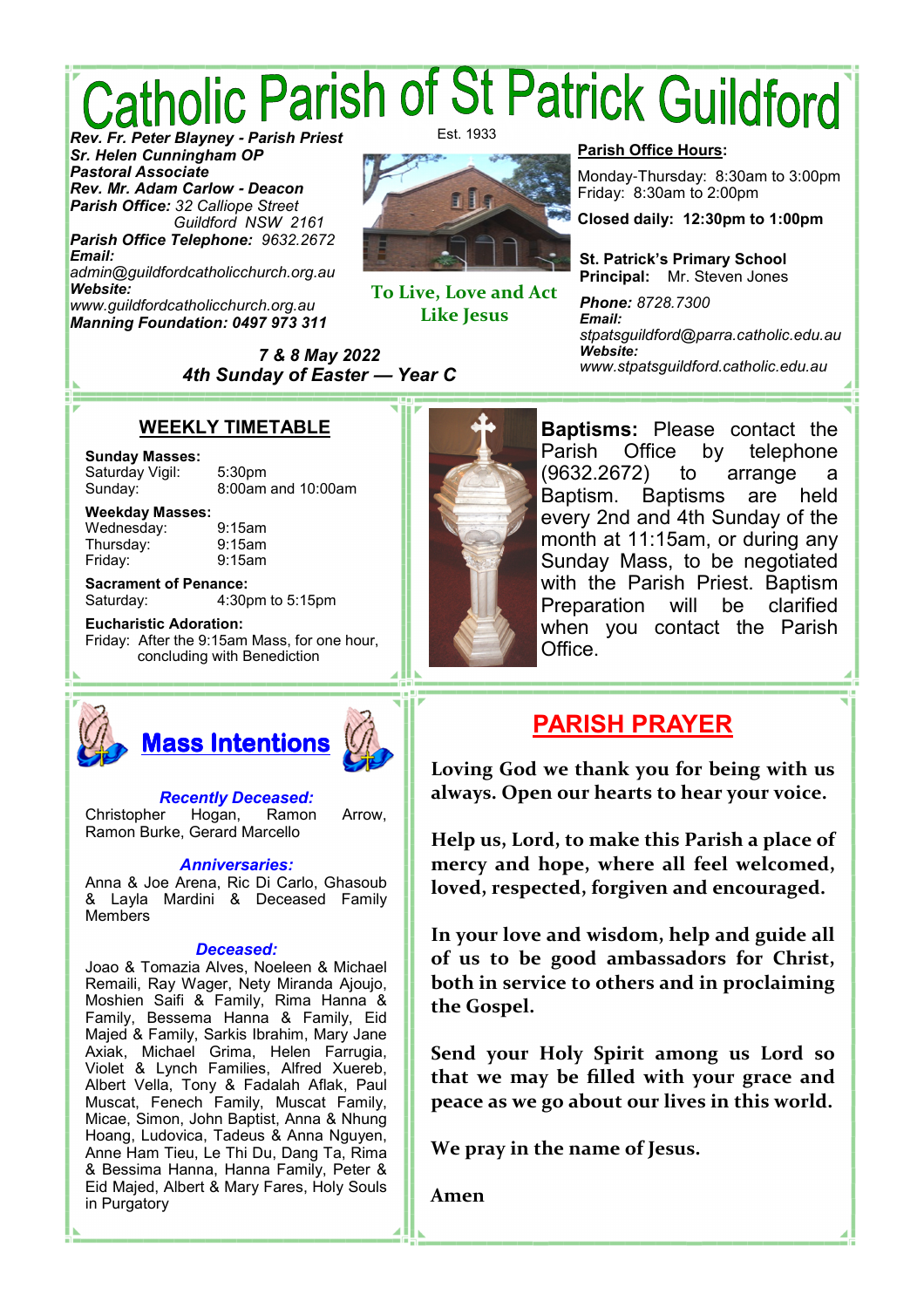# Catholic Parish of St Patrick Guildford

Est. 1933

***Rev. Fr. Peter Blayney - Parish Priest***
***Sr. Helen Cunningham OP***
***Pastoral Associate***
***Rev. Mr. Adam Carlow - Deacon***
***Parish Office:*** *32 Calliope Street Guildford NSW 2161*
***Parish Office Telephone:*** *9632.2672*
***Email:*** *admin@guildfordcatholicchurch.org.au*
***Website:*** *www.guildfordcatholicchurch.org.au*
***Manning Foundation: 0497 973 311***

**To Live, Love and Act Like Jesus**

**Parish Office Hours:**

Monday-Thursday: 8:30am to 3:00pm
Friday: 8:30am to 2:00pm

**Closed daily: 12:30pm to 1:00pm**

**St. Patrick's Primary School**
**Principal:** Mr. Steven Jones

***Phone:*** *8728.7300*
***Email:*** *stpatsguildford@parra.catholic.edu.au*
***Website:*** *www.stpatsguildford.catholic.edu.au*

***7 & 8 May 2022***
***4th Sunday of Easter — Year C***

## WEEKLY TIMETABLE

**Sunday Masses:**
Saturday Vigil: 5:30pm
Sunday: 8:00am and 10:00am

**Weekday Masses:**
Wednesday: 9:15am
Thursday: 9:15am
Friday: 9:15am

**Sacrament of Penance:**
Saturday: 4:30pm to 5:15pm

**Eucharistic Adoration:**
Friday: After the 9:15am Mass, for one hour, concluding with Benediction

**Baptisms:** Please contact the Parish Office by telephone (9632.2672) to arrange a Baptism. Baptisms are held every 2nd and 4th Sunday of the month at 11:15am, or during any Sunday Mass, to be negotiated with the Parish Priest. Baptism Preparation will be clarified when you contact the Parish Office.

## Mass Intentions

***Recently Deceased:***
Christopher Hogan, Ramon Arrow, Ramon Burke, Gerard Marcello

***Anniversaries:***
Anna & Joe Arena, Ric Di Carlo, Ghasoub & Layla Mardini & Deceased Family Members

***Deceased:***
Joao & Tomazia Alves, Noeleen & Michael Remaili, Ray Wager, Nety Miranda Ajoujo, Moshien Saifi & Family, Rima Hanna & Family, Bessema Hanna & Family, Eid Majed & Family, Sarkis Ibrahim, Mary Jane Axiak, Michael Grima, Helen Farrugia, Violet & Lynch Families, Alfred Xuereb, Albert Vella, Tony & Fadalah Aflak, Paul Muscat, Fenech Family, Muscat Family, Micae, Simon, John Baptist, Anna & Nhung Hoang, Ludovica, Tadeus & Anna Nguyen, Anne Ham Tieu, Le Thi Du, Dang Ta, Rima & Bessima Hanna, Hanna Family, Peter & Eid Majed, Albert & Mary Fares, Holy Souls in Purgatory

## PARISH PRAYER

**Loving God we thank you for being with us always. Open our hearts to hear your voice.**

**Help us, Lord, to make this Parish a place of mercy and hope, where all feel welcomed, loved, respected, forgiven and encouraged.**

**In your love and wisdom, help and guide all of us to be good ambassadors for Christ, both in service to others and in proclaiming the Gospel.**

**Send your Holy Spirit among us Lord so that we may be filled with your grace and peace as we go about our lives in this world.**

**We pray in the name of Jesus.**

**Amen**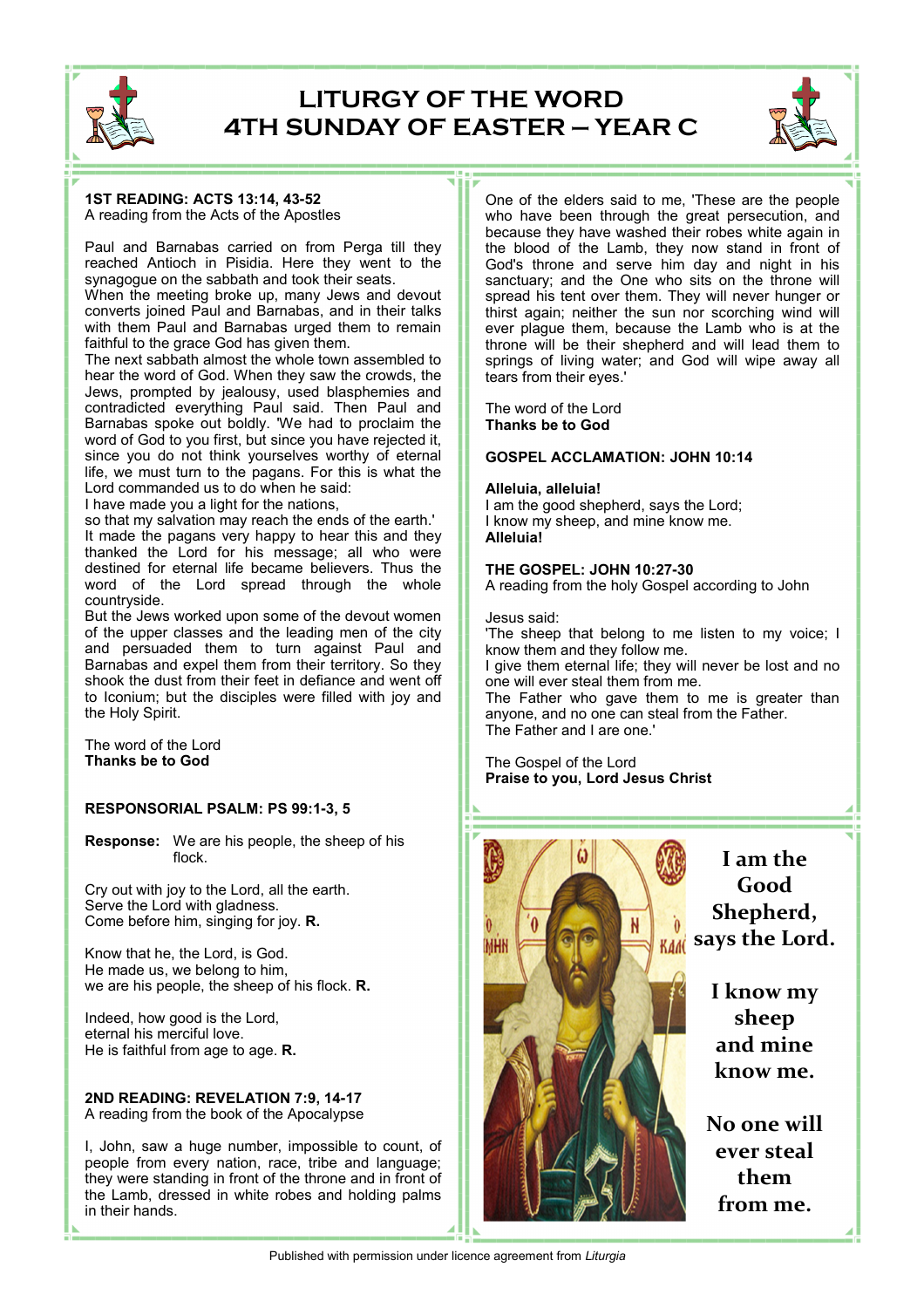# LITURGY OF THE WORD
# 4TH SUNDAY OF EASTER – YEAR C

**1ST READING: ACTS 13:14, 43-52**
A reading from the Acts of the Apostles

Paul and Barnabas carried on from Perga till they reached Antioch in Pisidia. Here they went to the synagogue on the sabbath and took their seats.
When the meeting broke up, many Jews and devout converts joined Paul and Barnabas, and in their talks with them Paul and Barnabas urged them to remain faithful to the grace God has given them.
The next sabbath almost the whole town assembled to hear the word of God. When they saw the crowds, the Jews, prompted by jealousy, used blasphemies and contradicted everything Paul said. Then Paul and Barnabas spoke out boldly. 'We had to proclaim the word of God to you first, but since you have rejected it, since you do not think yourselves worthy of eternal life, we must turn to the pagans. For this is what the Lord commanded us to do when he said:
I have made you a light for the nations,
so that my salvation may reach the ends of the earth.'
It made the pagans very happy to hear this and they thanked the Lord for his message; all who were destined for eternal life became believers. Thus the word of the Lord spread through the whole countryside.
But the Jews worked upon some of the devout women of the upper classes and the leading men of the city and persuaded them to turn against Paul and Barnabas and expel them from their territory. So they shook the dust from their feet in defiance and went off to Iconium; but the disciples were filled with joy and the Holy Spirit.

The word of the Lord
**Thanks be to God**

**RESPONSORIAL PSALM: PS 99:1-3, 5**

**Response:** We are his people, the sheep of his flock.

Cry out with joy to the Lord, all the earth.
Serve the Lord with gladness.
Come before him, singing for joy. **R.**

Know that he, the Lord, is God.
He made us, we belong to him,
we are his people, the sheep of his flock. **R.**

Indeed, how good is the Lord,
eternal his merciful love.
He is faithful from age to age. **R.**

**2ND READING: REVELATION 7:9, 14-17**
A reading from the book of the Apocalypse

I, John, saw a huge number, impossible to count, of people from every nation, race, tribe and language; they were standing in front of the throne and in front of the Lamb, dressed in white robes and holding palms in their hands.
One of the elders said to me, 'These are the people who have been through the great persecution, and because they have washed their robes white again in the blood of the Lamb, they now stand in front of God's throne and serve him day and night in his sanctuary; and the One who sits on the throne will spread his tent over them. They will never hunger or thirst again; neither the sun nor scorching wind will ever plague them, because the Lamb who is at the throne will be their shepherd and will lead them to springs of living water; and God will wipe away all tears from their eyes.'

The word of the Lord
**Thanks be to God**

**GOSPEL ACCLAMATION: JOHN 10:14**

**Alleluia, alleluia!**
I am the good shepherd, says the Lord;
I know my sheep, and mine know me.
**Alleluia!**

**THE GOSPEL: JOHN 10:27-30**
A reading from the holy Gospel according to John

Jesus said:
'The sheep that belong to me listen to my voice; I know them and they follow me.
I give them eternal life; they will never be lost and no one will ever steal them from me.
The Father who gave them to me is greater than anyone, and no one can steal from the Father.
The Father and I are one.'

The Gospel of the Lord
**Praise to you, Lord Jesus Christ**

I am the Good Shepherd, says the Lord.

I know my sheep and mine know me.

No one will ever steal them from me.

Published with permission under licence agreement from *Liturgia*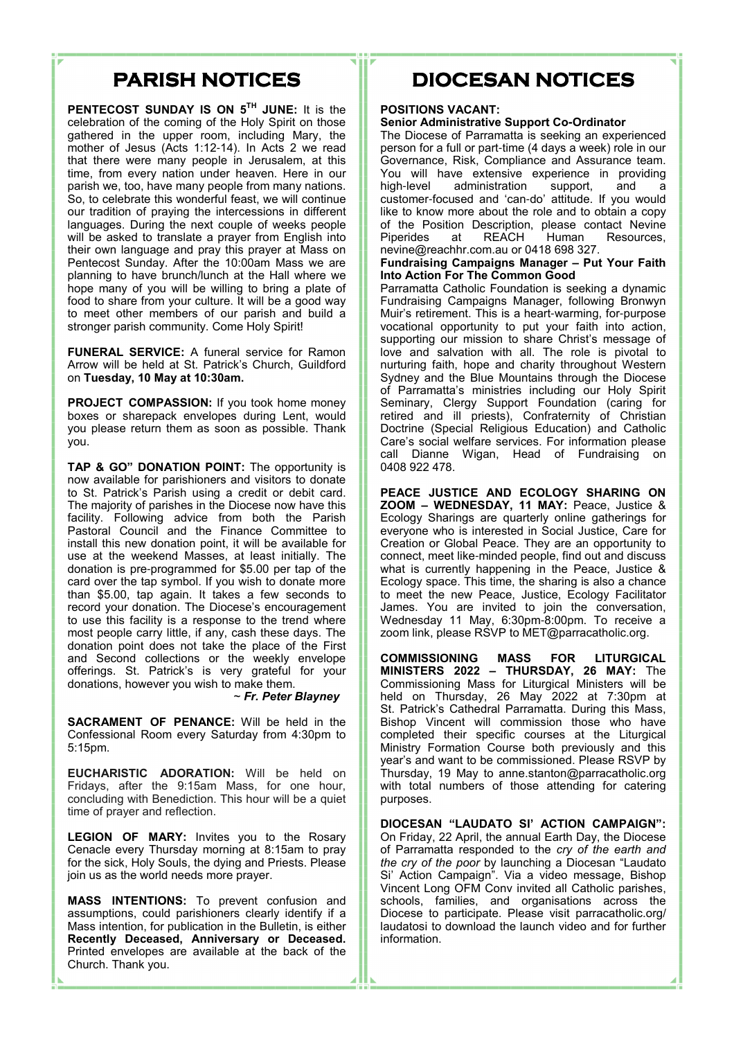# PARISH NOTICES

**PENTECOST SUNDAY IS ON 5TH JUNE:** It is the celebration of the coming of the Holy Spirit on those gathered in the upper room, including Mary, the mother of Jesus (Acts 1:12-14). In Acts 2 we read that there were many people in Jerusalem, at this time, from every nation under heaven. Here in our parish we, too, have many people from many nations. So, to celebrate this wonderful feast, we will continue our tradition of praying the intercessions in different languages. During the next couple of weeks people will be asked to translate a prayer from English into their own language and pray this prayer at Mass on Pentecost Sunday. After the 10:00am Mass we are planning to have brunch/lunch at the Hall where we hope many of you will be willing to bring a plate of food to share from your culture. It will be a good way to meet other members of our parish and build a stronger parish community. Come Holy Spirit!

**FUNERAL SERVICE:** A funeral service for Ramon Arrow will be held at St. Patrick's Church, Guildford on **Tuesday, 10 May at 10:30am.**

**PROJECT COMPASSION:** If you took home money boxes or sharepack envelopes during Lent, would you please return them as soon as possible. Thank you.

**TAP & GO" DONATION POINT:** The opportunity is now available for parishioners and visitors to donate to St. Patrick's Parish using a credit or debit card. The majority of parishes in the Diocese now have this facility. Following advice from both the Parish Pastoral Council and the Finance Committee to install this new donation point, it will be available for use at the weekend Masses, at least initially. The donation is pre-programmed for $5.00 per tap of the card over the tap symbol. If you wish to donate more than $5.00, tap again. It takes a few seconds to record your donation. The Diocese's encouragement to use this facility is a response to the trend where most people carry little, if any, cash these days. The donation point does not take the place of the First and Second collections or the weekly envelope offerings. St. Patrick's is very grateful for your donations, however you wish to make them.

~ ***Fr. Peter Blayney***

**SACRAMENT OF PENANCE:** Will be held in the Confessional Room every Saturday from 4:30pm to 5:15pm.

**EUCHARISTIC ADORATION:** Will be held on Fridays, after the 9:15am Mass, for one hour, concluding with Benediction. This hour will be a quiet time of prayer and reflection.

**LEGION OF MARY:** Invites you to the Rosary Cenacle every Thursday morning at 8:15am to pray for the sick, Holy Souls, the dying and Priests. Please join us as the world needs more prayer.

**MASS INTENTIONS:** To prevent confusion and assumptions, could parishioners clearly identify if a Mass intention, for publication in the Bulletin, is either **Recently Deceased, Anniversary or Deceased.** Printed envelopes are available at the back of the Church. Thank you.

# DIOCESAN NOTICES

**POSITIONS VACANT:**

**Senior Administrative Support Co-Ordinator**

The Diocese of Parramatta is seeking an experienced person for a full or part-time (4 days a week) role in our Governance, Risk, Compliance and Assurance team. You will have extensive experience in providing high-level administration support, and a customer-focused and 'can-do' attitude. If you would like to know more about the role and to obtain a copy of the Position Description, please contact Nevine Piperides at REACH Human Resources, nevine@reachhr.com.au or 0418 698 327.

**Fundraising Campaigns Manager – Put Your Faith Into Action For The Common Good**

Parramatta Catholic Foundation is seeking a dynamic Fundraising Campaigns Manager, following Bronwyn Muir's retirement. This is a heart-warming, for-purpose vocational opportunity to put your faith into action, supporting our mission to share Christ's message of love and salvation with all. The role is pivotal to nurturing faith, hope and charity throughout Western Sydney and the Blue Mountains through the Diocese of Parramatta's ministries including our Holy Spirit Seminary, Clergy Support Foundation (caring for retired and ill priests), Confraternity of Christian Doctrine (Special Religious Education) and Catholic Care's social welfare services. For information please call Dianne Wigan, Head of Fundraising on 0408 922 478.

**PEACE JUSTICE AND ECOLOGY SHARING ON ZOOM – WEDNESDAY, 11 MAY:** Peace, Justice & Ecology Sharings are quarterly online gatherings for everyone who is interested in Social Justice, Care for Creation or Global Peace. They are an opportunity to connect, meet like-minded people, find out and discuss what is currently happening in the Peace, Justice & Ecology space. This time, the sharing is also a chance to meet the new Peace, Justice, Ecology Facilitator James. You are invited to join the conversation, Wednesday 11 May, 6:30pm-8:00pm. To receive a zoom link, please RSVP to MET@parracatholic.org.

**COMMISSIONING MASS FOR LITURGICAL MINISTERS 2022 – THURSDAY, 26 MAY:** The Commissioning Mass for Liturgical Ministers will be held on Thursday, 26 May 2022 at 7:30pm at St. Patrick's Cathedral Parramatta. During this Mass, Bishop Vincent will commission those who have completed their specific courses at the Liturgical Ministry Formation Course both previously and this year's and want to be commissioned. Please RSVP by Thursday, 19 May to anne.stanton@parracatholic.org with total numbers of those attending for catering purposes.

**DIOCESAN "LAUDATO SI' ACTION CAMPAIGN":** On Friday, 22 April, the annual Earth Day, the Diocese of Parramatta responded to the *cry of the earth and the cry of the poor* by launching a Diocesan "Laudato Si' Action Campaign". Via a video message, Bishop Vincent Long OFM Conv invited all Catholic parishes, schools, families, and organisations across the Diocese to participate. Please visit parracatholic.org/laudatosi to download the launch video and for further information.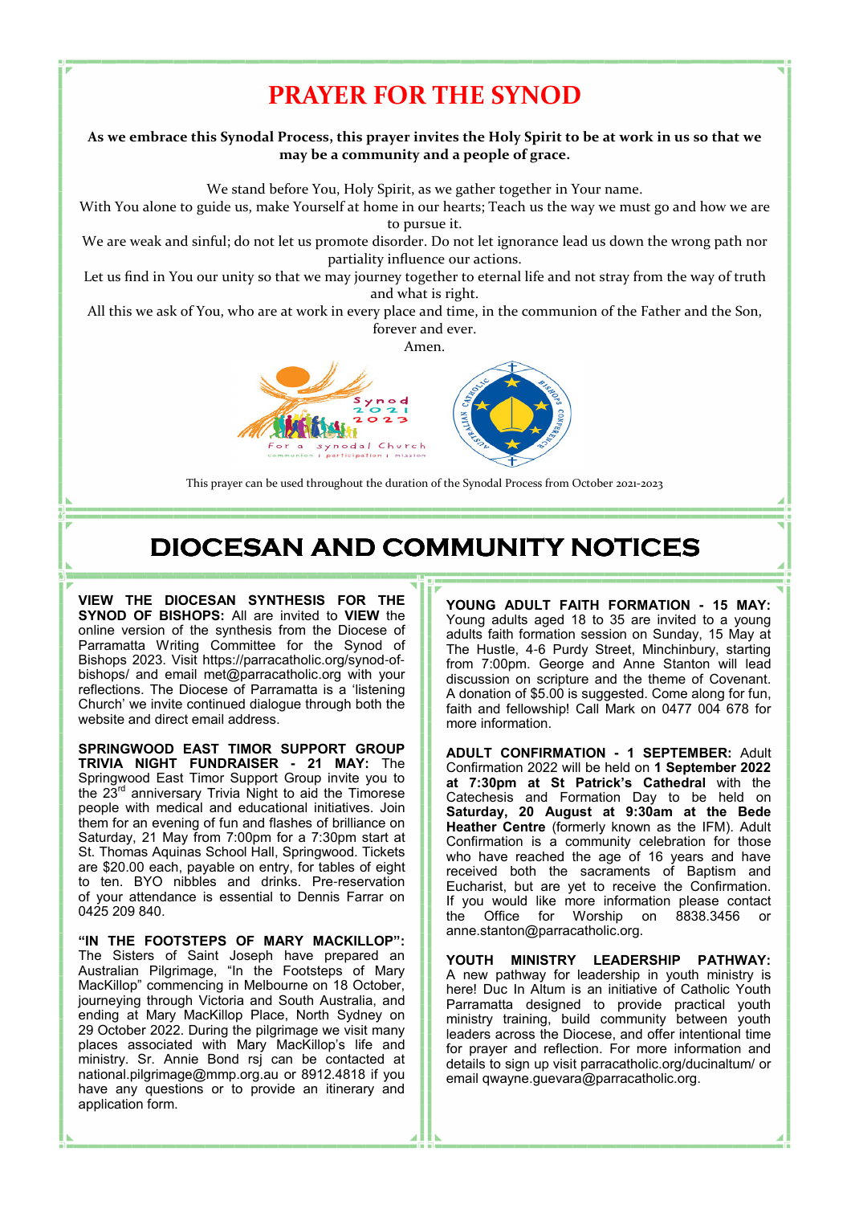# PRAYER FOR THE SYNOD

**As we embrace this Synodal Process, this prayer invites the Holy Spirit to be at work in us so that we may be a community and a people of grace.**

We stand before You, Holy Spirit, as we gather together in Your name.
With You alone to guide us, make Yourself at home in our hearts; Teach us the way we must go and how we are to pursue it.
We are weak and sinful; do not let us promote disorder. Do not let ignorance lead us down the wrong path nor partiality influence our actions.
Let us find in You our unity so that we may journey together to eternal life and not stray from the way of truth and what is right.
All this we ask of You, who are at work in every place and time, in the communion of the Father and the Son, forever and ever.
Amen.

This prayer can be used throughout the duration of the Synodal Process from October 2021-2023

# DIOCESAN AND COMMUNITY NOTICES

**VIEW THE DIOCESAN SYNTHESIS FOR THE SYNOD OF BISHOPS:** All are invited to **VIEW** the online version of the synthesis from the Diocese of Parramatta Writing Committee for the Synod of Bishops 2023. Visit https://parracatholic.org/synod-of-bishops/ and email met@parracatholic.org with your reflections. The Diocese of Parramatta is a 'listening Church' we invite continued dialogue through both the website and direct email address.

**SPRINGWOOD EAST TIMOR SUPPORT GROUP TRIVIA NIGHT FUNDRAISER - 21 MAY:** The Springwood East Timor Support Group invite you to the 23rd anniversary Trivia Night to aid the Timorese people with medical and educational initiatives. Join them for an evening of fun and flashes of brilliance on Saturday, 21 May from 7:00pm for a 7:30pm start at St. Thomas Aquinas School Hall, Springwood. Tickets are $20.00 each, payable on entry, for tables of eight to ten. BYO nibbles and drinks. Pre-reservation of your attendance is essential to Dennis Farrar on 0425 209 840.

**"IN THE FOOTSTEPS OF MARY MACKILLOP":** The Sisters of Saint Joseph have prepared an Australian Pilgrimage, "In the Footsteps of Mary MacKillop" commencing in Melbourne on 18 October, journeying through Victoria and South Australia, and ending at Mary MacKillop Place, North Sydney on 29 October 2022. During the pilgrimage we visit many places associated with Mary MacKillop's life and ministry. Sr. Annie Bond rsj can be contacted at national.pilgrimage@mmp.org.au or 8912.4818 if you have any questions or to provide an itinerary and application form.

**YOUNG ADULT FAITH FORMATION - 15 MAY:** Young adults aged 18 to 35 are invited to a young adults faith formation session on Sunday, 15 May at The Hustle, 4-6 Purdy Street, Minchinbury, starting from 7:00pm. George and Anne Stanton will lead discussion on scripture and the theme of Covenant. A donation of $5.00 is suggested. Come along for fun, faith and fellowship! Call Mark on 0477 004 678 for more information.

**ADULT CONFIRMATION - 1 SEPTEMBER:** Adult Confirmation 2022 will be held on **1 September 2022 at 7:30pm at St Patrick's Cathedral** with the Catechesis and Formation Day to be held on **Saturday, 20 August at 9:30am at the Bede Heather Centre** (formerly known as the IFM). Adult Confirmation is a community celebration for those who have reached the age of 16 years and have received both the sacraments of Baptism and Eucharist, but are yet to receive the Confirmation. If you would like more information please contact the Office for Worship on 8838.3456 or anne.stanton@parracatholic.org.

**YOUTH MINISTRY LEADERSHIP PATHWAY:** A new pathway for leadership in youth ministry is here! Duc In Altum is an initiative of Catholic Youth Parramatta designed to provide practical youth ministry training, build community between youth leaders across the Diocese, and offer intentional time for prayer and reflection. For more information and details to sign up visit parracatholic.org/ducinaltum/ or email qwayne.guevara@parracatholic.org.